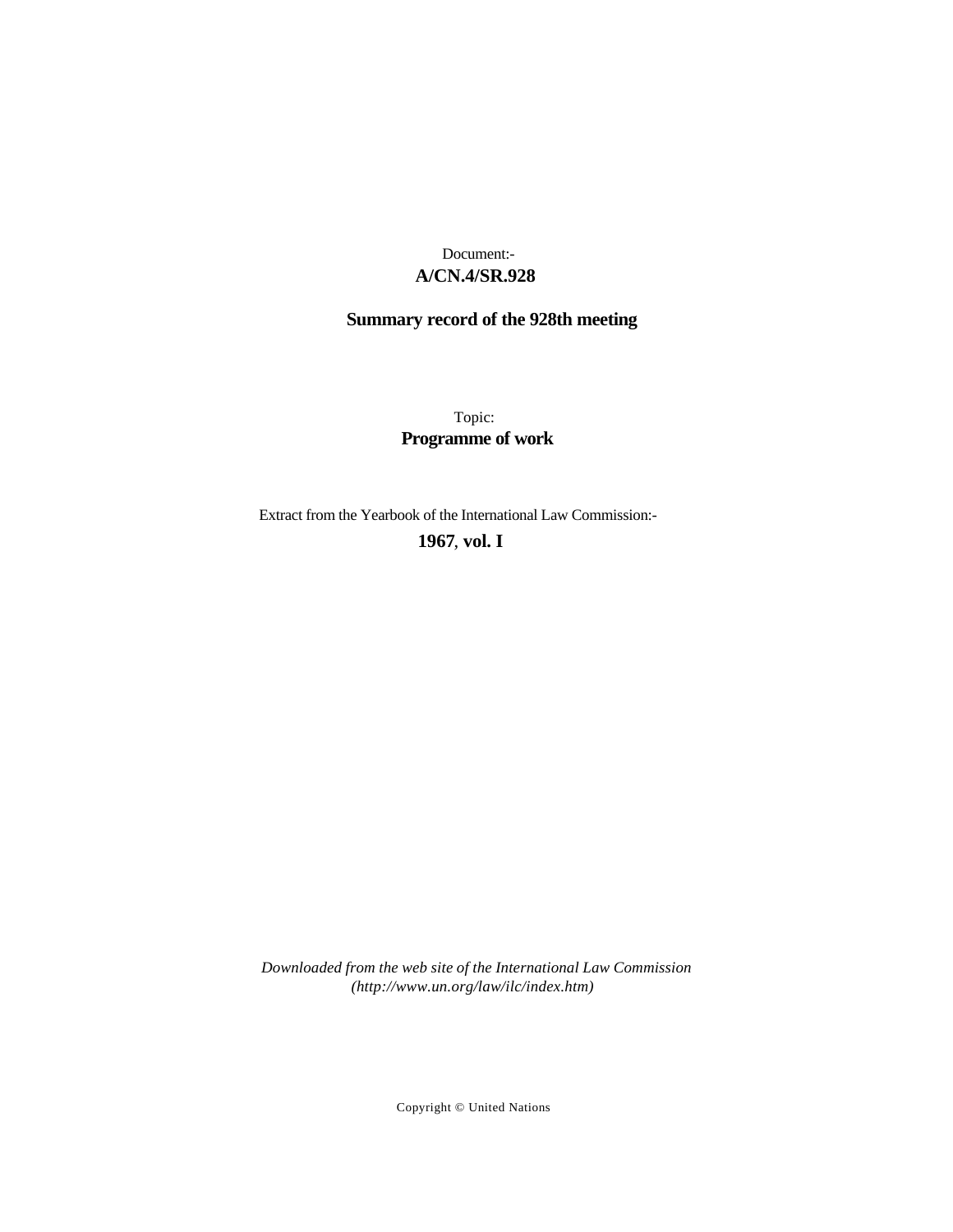Document:-
**A/CN.4/SR.928**

**Summary record of the 928th meeting**

Topic:
**Programme of work**

Extract from the Yearbook of the International Law Commission:-
**1967**, **vol. I**

*Downloaded from the web site of the International Law Commission (http://www.un.org/law/ilc/index.htm)*

Copyright © United Nations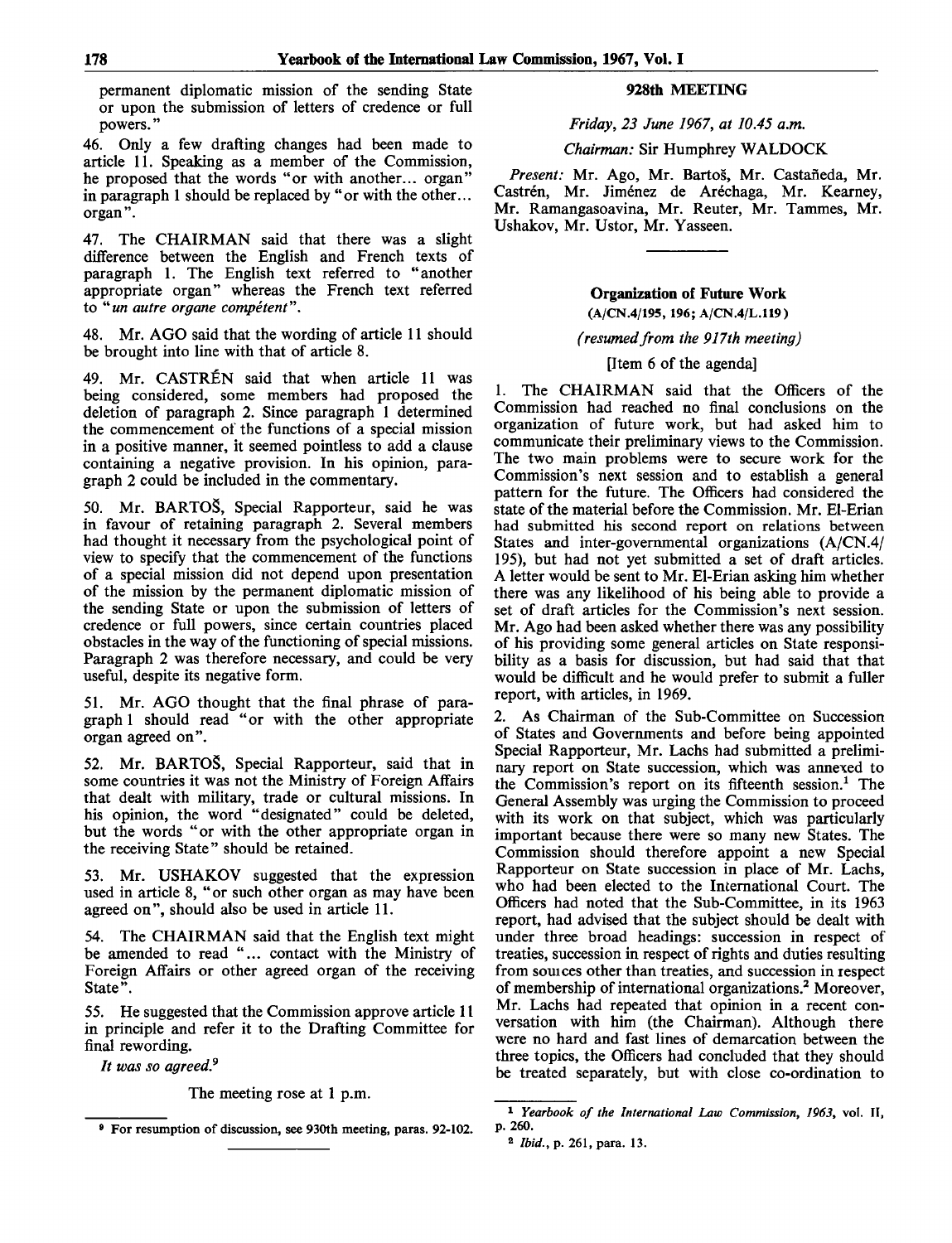permanent diplomatic mission of the sending State or upon the submission of letters of credence or full powers."

46. Only a few drafting changes had been made to article 11. Speaking as a member of the Commission, he proposed that the words "or with another... organ" in paragraph 1 should be replaced by "or with the other... organ".

47. The CHAIRMAN said that there was a slight difference between the English and French texts of paragraph 1. The English text referred to "another appropriate organ" whereas the French text referred to "*un autre organe compétent*".

48. Mr. AGO said that the wording of article 11 should be brought into line with that of article 8.

49. Mr. CASTRÉN said that when article 11 was being considered, some members had proposed the deletion of paragraph 2. Since paragraph 1 determined the commencement of the functions of a special mission in a positive manner, it seemed pointless to add a clause containing a negative provision. In his opinion, paragraph 2 could be included in the commentary.

50. Mr. BARTOŠ, Special Rapporteur, said he was in favour of retaining paragraph 2. Several members had thought it necessary from the psychological point of view to specify that the commencement of the functions of a special mission did not depend upon presentation of the mission by the permanent diplomatic mission of the sending State or upon the submission of letters of credence or full powers, since certain countries placed obstacles in the way of the functioning of special missions. Paragraph 2 was therefore necessary, and could be very useful, despite its negative form.

51. Mr. AGO thought that the final phrase of paragraph 1 should read "or with the other appropriate organ agreed on".

52. Mr. BARTOŠ, Special Rapporteur, said that in some countries it was not the Ministry of Foreign Affairs that dealt with military, trade or cultural missions. In his opinion, the word "designated" could be deleted, but the words "or with the other appropriate organ in the receiving State" should be retained.

53. Mr. USHAKOV suggested that the expression used in article 8, "or such other organ as may have been agreed on", should also be used in article 11.

54. The CHAIRMAN said that the English text might be amended to read "... contact with the Ministry of Foreign Affairs or other agreed organ of the receiving State".

55. He suggested that the Commission approve article 11 in principle and refer it to the Drafting Committee for final rewording.

*It was so agreed.*[9]

The meeting rose at 1 p.m.

[9] For resumption of discussion, see 930th meeting, paras. 92-102.

## 928th MEETING

*Friday, 23 June 1967, at 10.45 a.m.*

*Chairman:* Sir Humphrey WALDOCK

*Present:* Mr. Ago, Mr. Bartoš, Mr. Castañeda, Mr. Castrén, Mr. Jiménez de Aréchaga, Mr. Kearney, Mr. Ramangasoavina, Mr. Reuter, Mr. Tammes, Mr. Ushakov, Mr. Ustor, Mr. Yasseen.

### Organization of Future Work

(A/CN.4/195, 196; A/CN.4/L.119)

*(resumed from the 917th meeting)*

[Item 6 of the agenda]

1. The CHAIRMAN said that the Officers of the Commission had reached no final conclusions on the organization of future work, but had asked him to communicate their preliminary views to the Commission. The two main problems were to secure work for the Commission's next session and to establish a general pattern for the future. The Officers had considered the state of the material before the Commission. Mr. El-Erian had submitted his second report on relations between States and inter-governmental organizations (A/CN.4/195), but had not yet submitted a set of draft articles. A letter would be sent to Mr. El-Erian asking him whether there was any likelihood of his being able to provide a set of draft articles for the Commission's next session. Mr. Ago had been asked whether there was any possibility of his providing some general articles on State responsibility as a basis for discussion, but had said that that would be difficult and he would prefer to submit a fuller report, with articles, in 1969.

2. As Chairman of the Sub-Committee on Succession of States and Governments and before being appointed Special Rapporteur, Mr. Lachs had submitted a preliminary report on State succession, which was annexed to the Commission's report on its fifteenth session.[1] The General Assembly was urging the Commission to proceed with its work on that subject, which was particularly important because there were so many new States. The Commission should therefore appoint a new Special Rapporteur on State succession in place of Mr. Lachs, who had been elected to the International Court. The Officers had noted that the Sub-Committee, in its 1963 report, had advised that the subject should be dealt with under three broad headings: succession in respect of treaties, succession in respect of rights and duties resulting from sources other than treaties, and succession in respect of membership of international organizations.[2] Moreover, Mr. Lachs had repeated that opinion in a recent conversation with him (the Chairman). Although there were no hard and fast lines of demarcation between the three topics, the Officers had concluded that they should be treated separately, but with close co-ordination to

[1] *Yearbook of the International Law Commission, 1963*, vol. II, p. 260.

[2] *Ibid.*, p. 261, para. 13.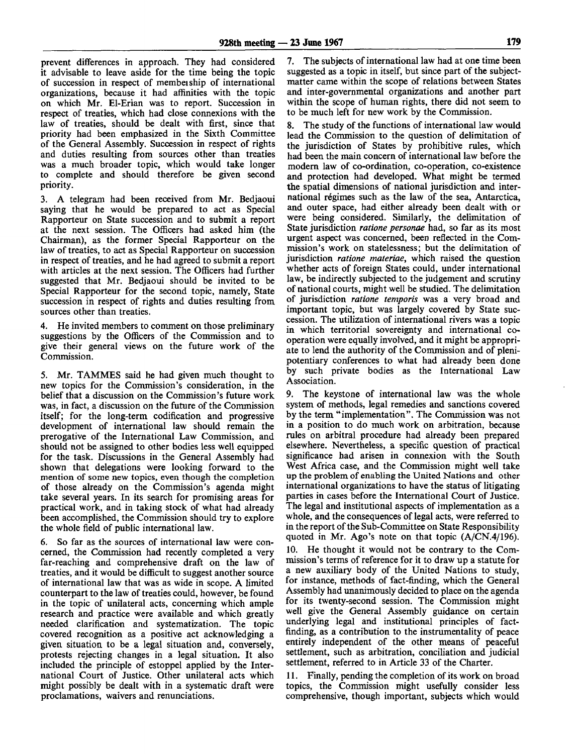prevent differences in approach. They had considered it advisable to leave aside for the time being the topic of succession in respect of membership of international organizations, because it had affinities with the topic on which Mr. El-Erian was to report. Succession in respect of treaties, which had close connexions with the law of treaties, should be dealt with first, since that priority had been emphasized in the Sixth Committee of the General Assembly. Succession in respect of rights and duties resulting from sources other than treaties was a much broader topic, which would take longer to complete and should therefore be given second priority.

3. A telegram had been received from Mr. Bedjaoui saying that he would be prepared to act as Special Rapporteur on State succession and to submit a report at the next session. The Officers had asked him (the Chairman), as the former Special Rapporteur on the law of treaties, to act as Special Rapporteur on succession in respect of treaties, and he had agreed to submit a report with articles at the next session. The Officers had further suggested that Mr. Bedjaoui should be invited to be Special Rapporteur for the second topic, namely, State succession in respect of rights and duties resulting from sources other than treaties.

4. He invited members to comment on those preliminary suggestions by the Officers of the Commission and to give their general views on the future work of the Commission.

5. Mr. TAMMES said he had given much thought to new topics for the Commission's consideration, in the belief that a discussion on the Commission's future work was, in fact, a discussion on the future of the Commission itself; for the long-term codification and progressive development of international law should remain the prerogative of the International Law Commission, and should not be assigned to other bodies less well equipped for the task. Discussions in the General Assembly had shown that delegations were looking forward to the mention of some new topics, even though the completion of those already on the Commission's agenda might take several years. In its search for promising areas for practical work, and in taking stock of what had already been accomplished, the Commission should try to explore the whole field of public international law.

6. So far as the sources of international law were concerned, the Commission had recently completed a very far-reaching and comprehensive draft on the law of treaties, and it would be difficult to suggest another source of international law that was as wide in scope. A limited counterpart to the law of treaties could, however, be found in the topic of unilateral acts, concerning which ample research and practice were available and which greatly needed clarification and systematization. The topic covered recognition as a positive act acknowledging a given situation to be a legal situation and, conversely, protests rejecting changes in a legal situation. It also included the principle of estoppel applied by the International Court of Justice. Other unilateral acts which might possibly be dealt with in a systematic draft were proclamations, waivers and renunciations.

7. The subjects of international law had at one time been suggested as a topic in itself, but since part of the subject-matter came within the scope of relations between States and inter-governmental organizations and another part within the scope of human rights, there did not seem to be much left for new work by the Commission.

8. The study of the functions of international law would lead the Commission to the question of delimitation of the jurisdiction of States by prohibitive rules, which had been the main concern of international law before the modern law of co-ordination, co-operation, co-existence and protection had developed. What might be termed the spatial dimensions of national jurisdiction and international régimes such as the law of the sea, Antarctica, and outer space, had either already been dealt with or were being considered. Similarly, the delimitation of State jurisdiction *ratione personae* had, so far as its most urgent aspect was concerned, been reflected in the Commission's work on statelessness; but the delimitation of jurisdiction *ratione materiae*, which raised the question whether acts of foreign States could, under international law, be indirectly subjected to the judgement and scrutiny of national courts, might well be studied. The delimitation of jurisdiction *ratione temporis* was a very broad and important topic, but was largely covered by State succession. The utilization of international rivers was a topic in which territorial sovereignty and international co-operation were equally involved, and it might be appropriate to lend the authority of the Commission and of plenipotentiary conferences to what had already been done by such private bodies as the International Law Association.

9. The keystone of international law was the whole system of methods, legal remedies and sanctions covered by the term "implementation". The Commission was not in a position to do much work on arbitration, because rules on arbitral procedure had already been prepared elsewhere. Nevertheless, a specific question of practical significance had arisen in connexion with the South West Africa case, and the Commission might well take up the problem of enabling the United Nations and other international organizations to have the status of litigating parties in cases before the International Court of Justice. The legal and institutional aspects of implementation as a whole, and the consequences of legal acts, were referred to in the report of the Sub-Committee on State Responsibility quoted in Mr. Ago's note on that topic (A/CN.4/196).

10. He thought it would not be contrary to the Commission's terms of reference for it to draw up a statute for a new auxiliary body of the United Nations to study, for instance, methods of fact-finding, which the General Assembly had unanimously decided to place on the agenda for its twenty-second session. The Commission might well give the General Assembly guidance on certain underlying legal and institutional principles of fact-finding, as a contribution to the instrumentality of peace entirely independent of the other means of peaceful settlement, such as arbitration, conciliation and judicial settlement, referred to in Article 33 of the Charter.

11. Finally, pending the completion of its work on broad topics, the Commission might usefully consider less comprehensive, though important, subjects which would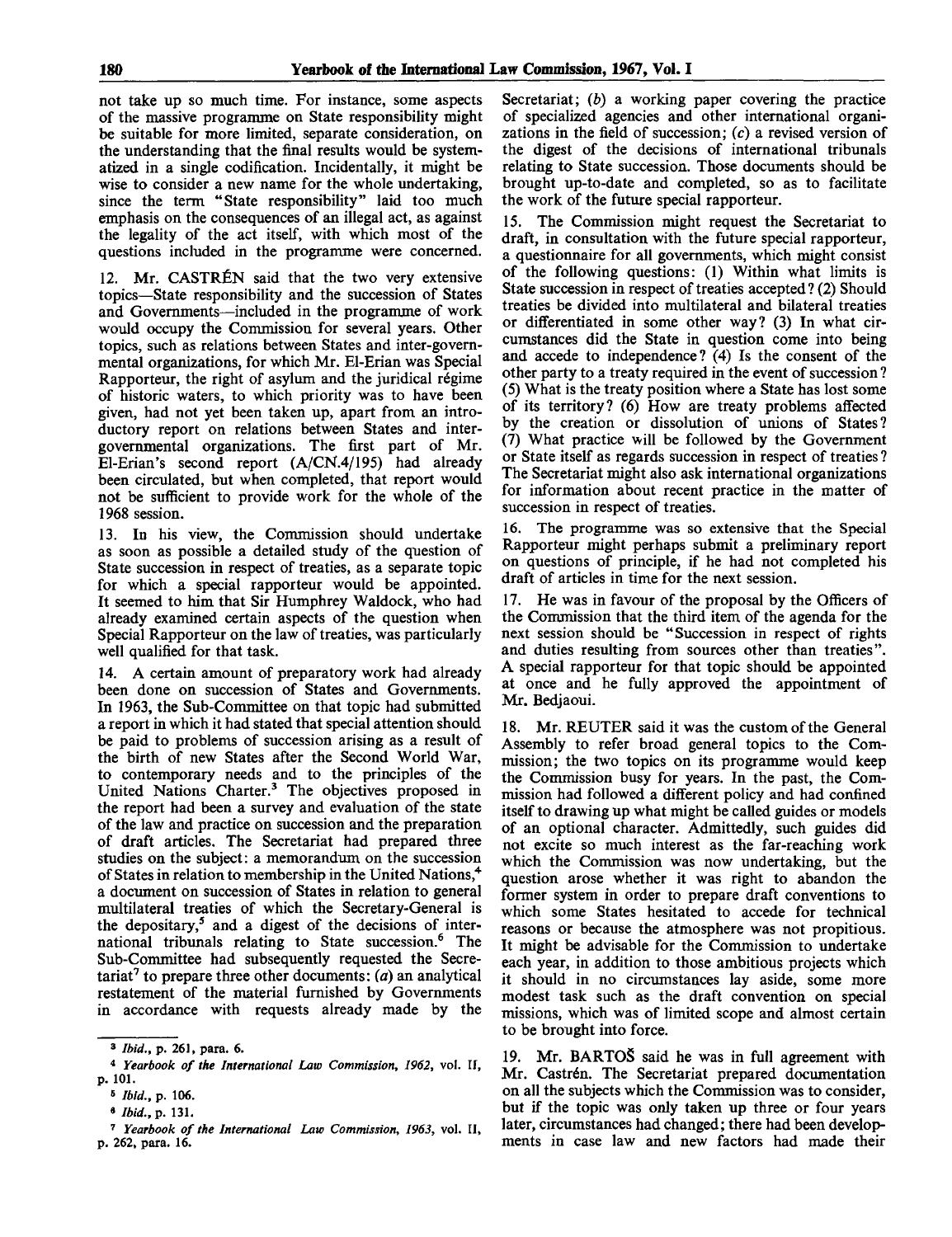not take up so much time. For instance, some aspects of the massive programme on State responsibility might be suitable for more limited, separate consideration, on the understanding that the final results would be systematized in a single codification. Incidentally, it might be wise to consider a new name for the whole undertaking, since the term "State responsibility" laid too much emphasis on the consequences of an illegal act, as against the legality of the act itself, with which most of the questions included in the programme were concerned.

12. Mr. CASTRÉN said that the two very extensive topics—State responsibility and the succession of States and Governments—included in the programme of work would occupy the Commission for several years. Other topics, such as relations between States and inter-governmental organizations, for which Mr. El-Erian was Special Rapporteur, the right of asylum and the juridical régime of historic waters, to which priority was to have been given, had not yet been taken up, apart from an introductory report on relations between States and inter-governmental organizations. The first part of Mr. El-Erian's second report (A/CN.4/195) had already been circulated, but when completed, that report would not be sufficient to provide work for the whole of the 1968 session.

13. In his view, the Commission should undertake as soon as possible a detailed study of the question of State succession in respect of treaties, as a separate topic for which a special rapporteur would be appointed. It seemed to him that Sir Humphrey Waldock, who had already examined certain aspects of the question when Special Rapporteur on the law of treaties, was particularly well qualified for that task.

14. A certain amount of preparatory work had already been done on succession of States and Governments. In 1963, the Sub-Committee on that topic had submitted a report in which it had stated that special attention should be paid to problems of succession arising as a result of the birth of new States after the Second World War, to contemporary needs and to the principles of the United Nations Charter.[3] The objectives proposed in the report had been a survey and evaluation of the state of the law and practice on succession and the preparation of draft articles. The Secretariat had prepared three studies on the subject: a memorandum on the succession of States in relation to membership in the United Nations,[4] a document on succession of States in relation to general multilateral treaties of which the Secretary-General is the depositary,[5] and a digest of the decisions of international tribunals relating to State succession.[6] The Sub-Committee had subsequently requested the Secretariat[7] to prepare three other documents: (*a*) an analytical restatement of the material furnished by Governments in accordance with requests already made by the Secretariat; (*b*) a working paper covering the practice of specialized agencies and other international organizations in the field of succession; (*c*) a revised version of the digest of the decisions of international tribunals relating to State succession. Those documents should be brought up-to-date and completed, so as to facilitate the work of the future special rapporteur.

15. The Commission might request the Secretariat to draft, in consultation with the future special rapporteur, a questionnaire for all governments, which might consist of the following questions: (1) Within what limits is State succession in respect of treaties accepted? (2) Should treaties be divided into multilateral and bilateral treaties or differentiated in some other way? (3) In what circumstances did the State in question come into being and accede to independence? (4) Is the consent of the other party to a treaty required in the event of succession? (5) What is the treaty position where a State has lost some of its territory? (6) How are treaty problems affected by the creation or dissolution of unions of States? (7) What practice will be followed by the Government or State itself as regards succession in respect of treaties? The Secretariat might also ask international organizations for information about recent practice in the matter of succession in respect of treaties.

16. The programme was so extensive that the Special Rapporteur might perhaps submit a preliminary report on questions of principle, if he had not completed his draft of articles in time for the next session.

17. He was in favour of the proposal by the Officers of the Commission that the third item of the agenda for the next session should be "Succession in respect of rights and duties resulting from sources other than treaties". A special rapporteur for that topic should be appointed at once and he fully approved the appointment of Mr. Bedjaoui.

18. Mr. REUTER said it was the custom of the General Assembly to refer broad general topics to the Commission; the two topics on its programme would keep the Commission busy for years. In the past, the Commission had followed a different policy and had confined itself to drawing up what might be called guides or models of an optional character. Admittedly, such guides did not excite so much interest as the far-reaching work which the Commission was now undertaking, but the question arose whether it was right to abandon the former system in order to prepare draft conventions to which some States hesitated to accede for technical reasons or because the atmosphere was not propitious. It might be advisable for the Commission to undertake each year, in addition to those ambitious projects which it should in no circumstances lay aside, some more modest task such as the draft convention on special missions, which was of limited scope and almost certain to be brought into force.

19. Mr. BARTOŠ said he was in full agreement with Mr. Castrén. The Secretariat prepared documentation on all the subjects which the Commission was to consider, but if the topic was only taken up three or four years later, circumstances had changed; there had been developments in case law and new factors had made their

---

[3] *Ibid.*, p. 261, para. 6.

[4] *Yearbook of the International Law Commission, 1962*, vol. II, p. 101.

[5] *Ibid.*, p. 106.

[6] *Ibid.*, p. 131.

[7] *Yearbook of the International Law Commission, 1963*, vol. II, p. 262, para. 16.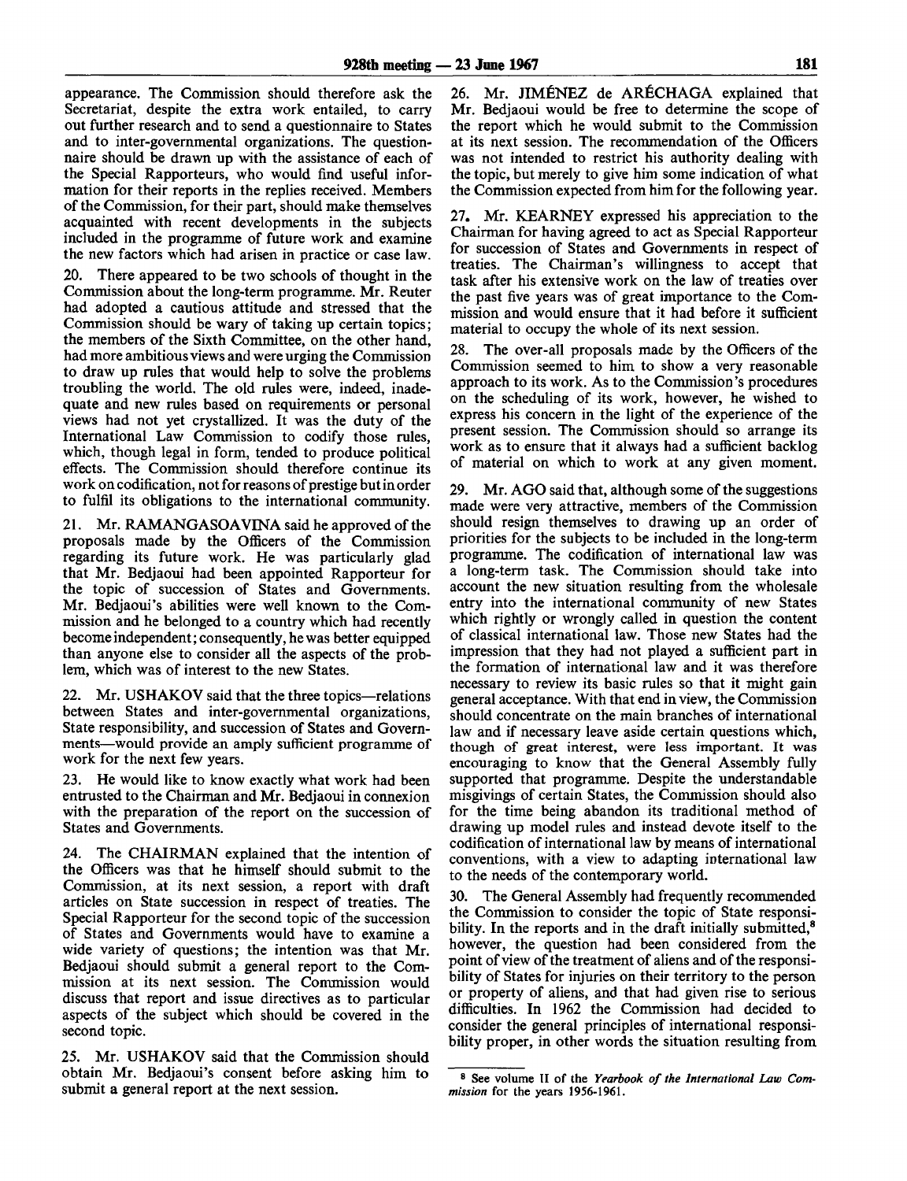appearance. The Commission should therefore ask the Secretariat, despite the extra work entailed, to carry out further research and to send a questionnaire to States and to inter-governmental organizations. The questionnaire should be drawn up with the assistance of each of the Special Rapporteurs, who would find useful information for their reports in the replies received. Members of the Commission, for their part, should make themselves acquainted with recent developments in the subjects included in the programme of future work and examine the new factors which had arisen in practice or case law.

20. There appeared to be two schools of thought in the Commission about the long-term programme. Mr. Reuter had adopted a cautious attitude and stressed that the Commission should be wary of taking up certain topics; the members of the Sixth Committee, on the other hand, had more ambitious views and were urging the Commission to draw up rules that would help to solve the problems troubling the world. The old rules were, indeed, inadequate and new rules based on requirements or personal views had not yet crystallized. It was the duty of the International Law Commission to codify those rules, which, though legal in form, tended to produce political effects. The Commission should therefore continue its work on codification, not for reasons of prestige but in order to fulfil its obligations to the international community.

21. Mr. RAMANGASOAVINA said he approved of the proposals made by the Officers of the Commission regarding its future work. He was particularly glad that Mr. Bedjaoui had been appointed Rapporteur for the topic of succession of States and Governments. Mr. Bedjaoui's abilities were well known to the Commission and he belonged to a country which had recently become independent; consequently, he was better equipped than anyone else to consider all the aspects of the problem, which was of interest to the new States.

22. Mr. USHAKOV said that the three topics—relations between States and inter-governmental organizations, State responsibility, and succession of States and Governments—would provide an amply sufficient programme of work for the next few years.

23. He would like to know exactly what work had been entrusted to the Chairman and Mr. Bedjaoui in connexion with the preparation of the report on the succession of States and Governments.

24. The CHAIRMAN explained that the intention of the Officers was that he himself should submit to the Commission, at its next session, a report with draft articles on State succession in respect of treaties. The Special Rapporteur for the second topic of the succession of States and Governments would have to examine a wide variety of questions; the intention was that Mr. Bedjaoui should submit a general report to the Commission at its next session. The Commission would discuss that report and issue directives as to particular aspects of the subject which should be covered in the second topic.

25. Mr. USHAKOV said that the Commission should obtain Mr. Bedjaoui's consent before asking him to submit a general report at the next session.

26. Mr. JIMÉNEZ de ARÉCHAGA explained that Mr. Bedjaoui would be free to determine the scope of the report which he would submit to the Commission at its next session. The recommendation of the Officers was not intended to restrict his authority dealing with the topic, but merely to give him some indication of what the Commission expected from him for the following year.

27. Mr. KEARNEY expressed his appreciation to the Chairman for having agreed to act as Special Rapporteur for succession of States and Governments in respect of treaties. The Chairman's willingness to accept that task after his extensive work on the law of treaties over the past five years was of great importance to the Commission and would ensure that it had before it sufficient material to occupy the whole of its next session.

28. The over-all proposals made by the Officers of the Commission seemed to him to show a very reasonable approach to its work. As to the Commission's procedures on the scheduling of its work, however, he wished to express his concern in the light of the experience of the present session. The Commission should so arrange its work as to ensure that it always had a sufficient backlog of material on which to work at any given moment.

29. Mr. AGO said that, although some of the suggestions made were very attractive, members of the Commission should resign themselves to drawing up an order of priorities for the subjects to be included in the long-term programme. The codification of international law was a long-term task. The Commission should take into account the new situation resulting from the wholesale entry into the international community of new States which rightly or wrongly called in question the content of classical international law. Those new States had the impression that they had not played a sufficient part in the formation of international law and it was therefore necessary to review its basic rules so that it might gain general acceptance. With that end in view, the Commission should concentrate on the main branches of international law and if necessary leave aside certain questions which, though of great interest, were less important. It was encouraging to know that the General Assembly fully supported that programme. Despite the understandable misgivings of certain States, the Commission should also for the time being abandon its traditional method of drawing up model rules and instead devote itself to the codification of international law by means of international conventions, with a view to adapting international law to the needs of the contemporary world.

30. The General Assembly had frequently recommended the Commission to consider the topic of State responsibility. In the reports and in the draft initially submitted,[8] however, the question had been considered from the point of view of the treatment of aliens and of the responsibility of States for injuries on their territory to the person or property of aliens, and that had given rise to serious difficulties. In 1962 the Commission had decided to consider the general principles of international responsibility proper, in other words the situation resulting from

[8] See volume II of the *Yearbook of the International Law Commission* for the years 1956-1961.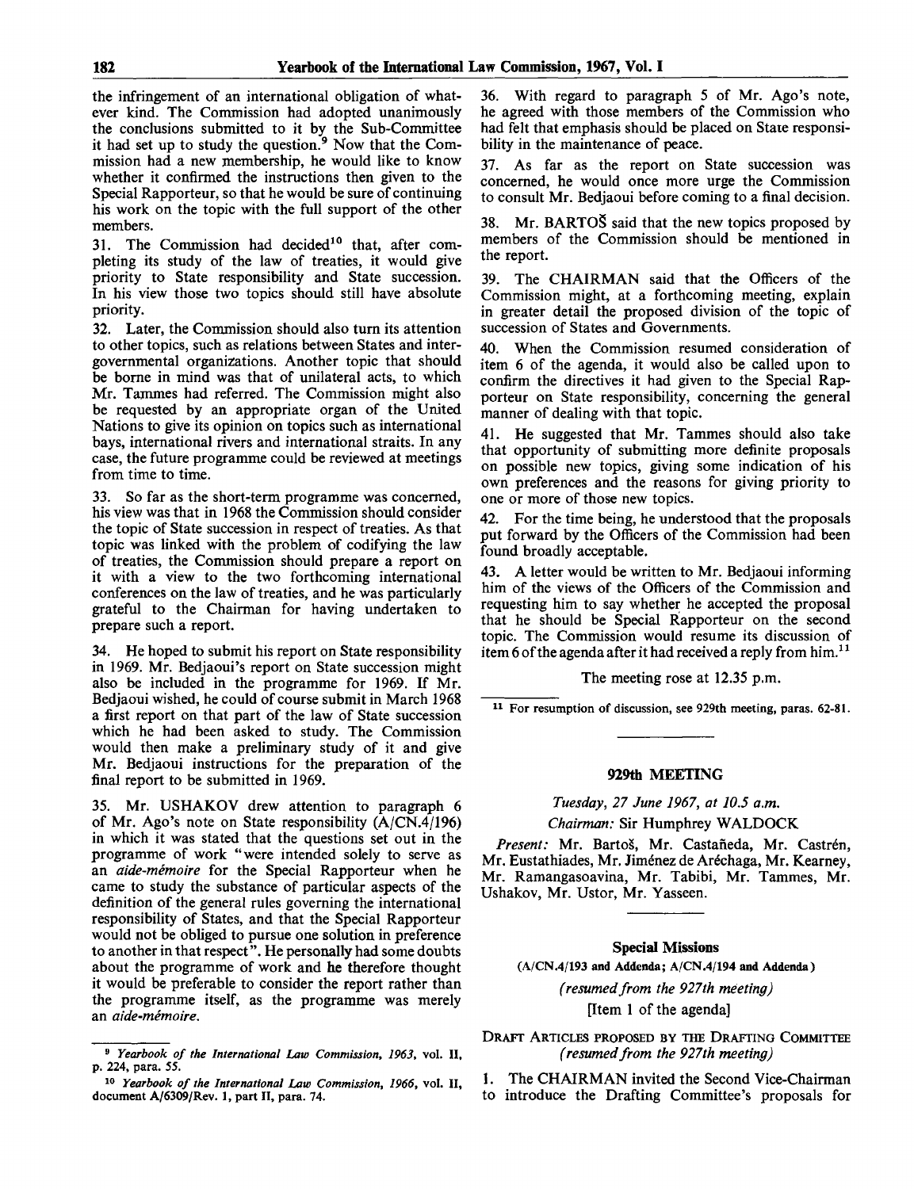the infringement of an international obligation of whatever kind. The Commission had adopted unanimously the conclusions submitted to it by the Sub-Committee it had set up to study the question.[9] Now that the Commission had a new membership, he would like to know whether it confirmed the instructions then given to the Special Rapporteur, so that he would be sure of continuing his work on the topic with the full support of the other members.

31. The Commission had decided[10] that, after completing its study of the law of treaties, it would give priority to State responsibility and State succession. In his view those two topics should still have absolute priority.

32. Later, the Commission should also turn its attention to other topics, such as relations between States and intergovernmental organizations. Another topic that should be borne in mind was that of unilateral acts, to which Mr. Tammes had referred. The Commission might also be requested by an appropriate organ of the United Nations to give its opinion on topics such as international bays, international rivers and international straits. In any case, the future programme could be reviewed at meetings from time to time.

33. So far as the short-term programme was concerned, his view was that in 1968 the Commission should consider the topic of State succession in respect of treaties. As that topic was linked with the problem of codifying the law of treaties, the Commission should prepare a report on it with a view to the two forthcoming international conferences on the law of treaties, and he was particularly grateful to the Chairman for having undertaken to prepare such a report.

34. He hoped to submit his report on State responsibility in 1969. Mr. Bedjaoui's report on State succession might also be included in the programme for 1969. If Mr. Bedjaoui wished, he could of course submit in March 1968 a first report on that part of the law of State succession which he had been asked to study. The Commission would then make a preliminary study of it and give Mr. Bedjaoui instructions for the preparation of the final report to be submitted in 1969.

35. Mr. USHAKOV drew attention to paragraph 6 of Mr. Ago's note on State responsibility (A/CN.4/196) in which it was stated that the questions set out in the programme of work "were intended solely to serve as an *aide-mémoire* for the Special Rapporteur when he came to study the substance of particular aspects of the definition of the general rules governing the international responsibility of States, and that the Special Rapporteur would not be obliged to pursue one solution in preference to another in that respect". He personally had some doubts about the programme of work and he therefore thought it would be preferable to consider the report rather than the programme itself, as the programme was merely an *aide-mémoire*.

36. With regard to paragraph 5 of Mr. Ago's note, he agreed with those members of the Commission who had felt that emphasis should be placed on State responsibility in the maintenance of peace.

37. As far as the report on State succession was concerned, he would once more urge the Commission to consult Mr. Bedjaoui before coming to a final decision.

38. Mr. BARTOŠ said that the new topics proposed by members of the Commission should be mentioned in the report.

39. The CHAIRMAN said that the Officers of the Commission might, at a forthcoming meeting, explain in greater detail the proposed division of the topic of succession of States and Governments.

40. When the Commission resumed consideration of item 6 of the agenda, it would also be called upon to confirm the directives it had given to the Special Rapporteur on State responsibility, concerning the general manner of dealing with that topic.

41. He suggested that Mr. Tammes should also take that opportunity of submitting more definite proposals on possible new topics, giving some indication of his own preferences and the reasons for giving priority to one or more of those new topics.

42. For the time being, he understood that the proposals put forward by the Officers of the Commission had been found broadly acceptable.

43. A letter would be written to Mr. Bedjaoui informing him of the views of the Officers of the Commission and requesting him to say whether he accepted the proposal that he should be Special Rapporteur on the second topic. The Commission would resume its discussion of item 6 of the agenda after it had received a reply from him.[11]

The meeting rose at 12.35 p.m.

[11] For resumption of discussion, see 929th meeting, paras. 62-81.

## 929th MEETING

*Tuesday, 27 June 1967, at 10.5 a.m.*

*Chairman:* Sir Humphrey WALDOCK

*Present:* Mr. Bartoš, Mr. Castañeda, Mr. Castrén, Mr. Eustathiades, Mr. Jiménez de Aréchaga, Mr. Kearney, Mr. Ramangasoavina, Mr. Tabibi, Mr. Tammes, Mr. Ushakov, Mr. Ustor, Mr. Yasseen.

### Special Missions

(A/CN.4/193 and Addenda; A/CN.4/194 and Addenda)

*(resumed from the 927th meeting)*

[Item 1 of the agenda]

DRAFT ARTICLES PROPOSED BY THE DRAFTING COMMITTEE *(resumed from the 927th meeting)*

1. The CHAIRMAN invited the Second Vice-Chairman to introduce the Drafting Committee's proposals for

[9] *Yearbook of the International Law Commission, 1963*, vol. II, p. 224, para. 55.

[10] *Yearbook of the International Law Commission, 1966*, vol. II, document A/6309/Rev. 1, part II, para. 74.